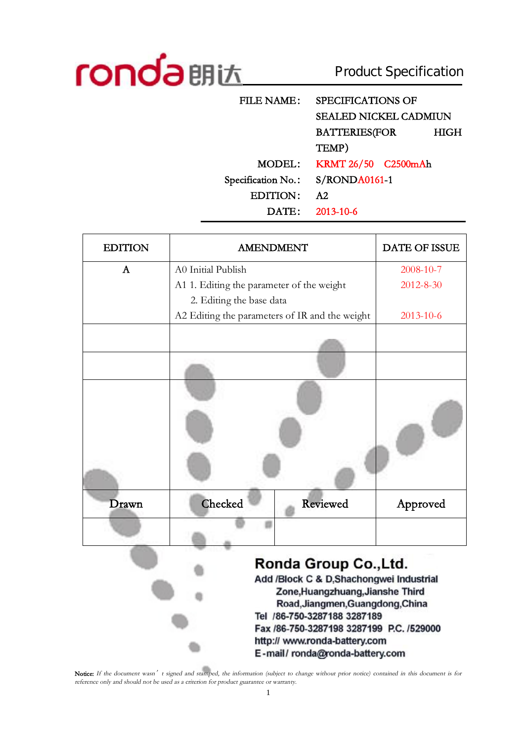ronda 朗达

# Product Specification

| | |
|---|---|
| FILE NAME: | SPECIFICATIONS OF SEALED NICKEL CADMIUN BATTERIES(FOR HIGH TEMP) |
| MODEL: | KRMT 26/50 C2500mAh |
| Specification No.: | S/RONDA0161-1 |
| EDITION: | A2 |
| DATE: | 2013-10-6 |

| EDITION | AMENDMENT | | DATE OF ISSUE |
|---|---|---|---|
| A | A0 Initial Publish<br>A1 1. Editing the parameter of the weight<br>2. Editing the base data<br>A2 Editing the parameters of IR and the weight | | 2008-10-7<br>2012-8-30<br><br>2013-10-6 |
| | | | |
| | | | |
| | | | |
| Drawn | Checked | Reviewed | Approved |
| | | | |

**Ronda Group Co.,Ltd.**

Add /Block C & D,Shachongwei Industrial Zone,Huangzhuang,Jianshe Third Road,Jiangmen,Guangdong,China

Tel /86-750-3287188 3287189

Fax /86-750-3287198 3287199 P.C. /529000

http:// www.ronda-battery.com

E-mail/ ronda@ronda-battery.com

Notice: *If the document wasn't signed and stamped, the information (subject to change without prior notice) contained in this document is for reference only and should not be used as a criterion for product guarantee or warranty.*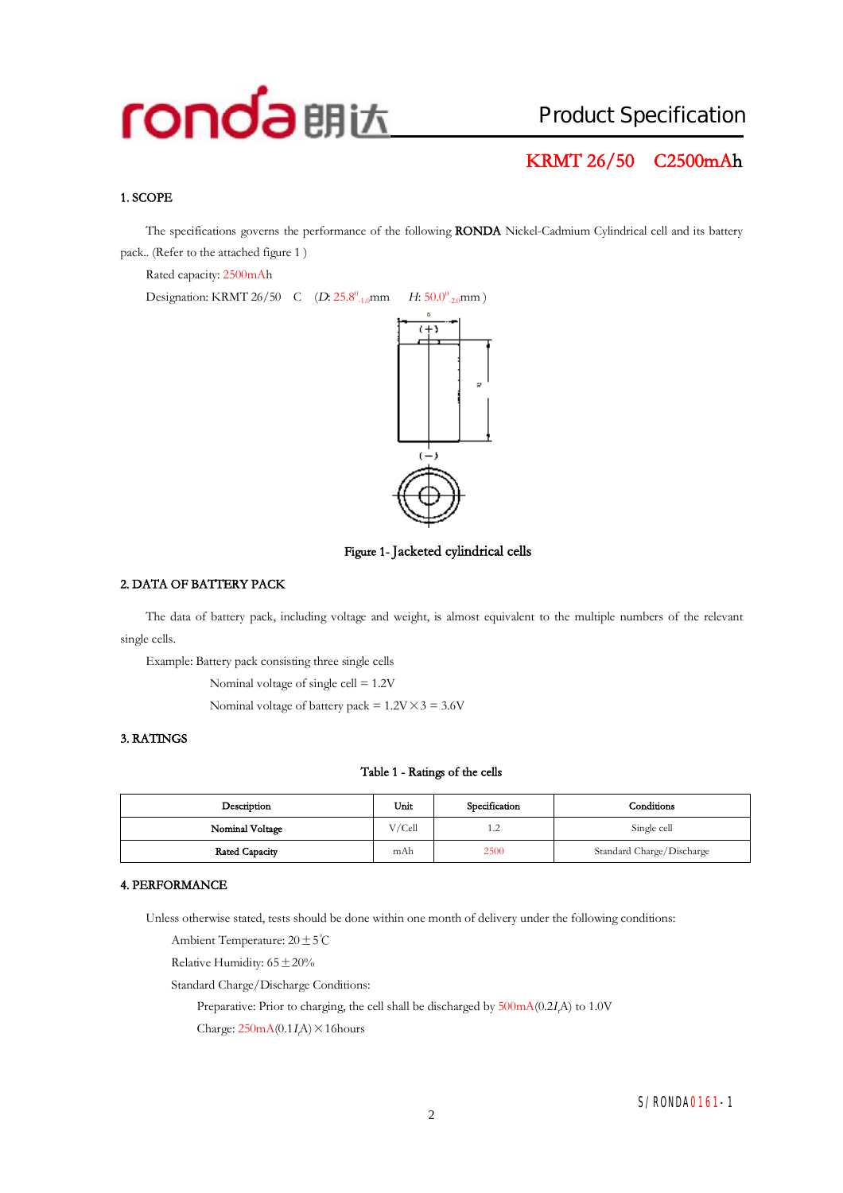# Product Specification

**KRMT 26/50 C2500mAh**

## 1. SCOPE

The specifications governs the performance of the following **RONDA** Nickel-Cadmium Cylindrical cell and its battery pack.. (Refer to the attached figure 1 )

Rated capacity: 2500mAh

Designation: KRMT 26/50 C ($D$: $25.8^{0}_{-1.0}$mm $H$: $50.0^{0}_{-2.0}$mm )

Figure 1- Jacketed cylindrical cells

## 2. DATA OF BATTERY PACK

The data of battery pack, including voltage and weight, is almost equivalent to the multiple numbers of the relevant single cells.

Example: Battery pack consisting three single cells

Nominal voltage of single cell = 1.2V

Nominal voltage of battery pack = 1.2V×3 = 3.6V

## 3. RATINGS

Table 1 - Ratings of the cells

| Description | Unit | Specification | Conditions |
|---|---|---|---|
| Nominal Voltage | V/Cell | 1.2 | Single cell |
| Rated Capacity | mAh | 2500 | Standard Charge/Discharge |

## 4. PERFORMANCE

Unless otherwise stated, tests should be done within one month of delivery under the following conditions:

Ambient Temperature: 20±5℃

Relative Humidity: 65±20%

Standard Charge/Discharge Conditions:

Preparative: Prior to charging, the cell shall be discharged by 500mA(0.2$I_t$A) to 1.0V

Charge: 250mA(0.1$I_t$A)×16hours

S/RONDA0161-1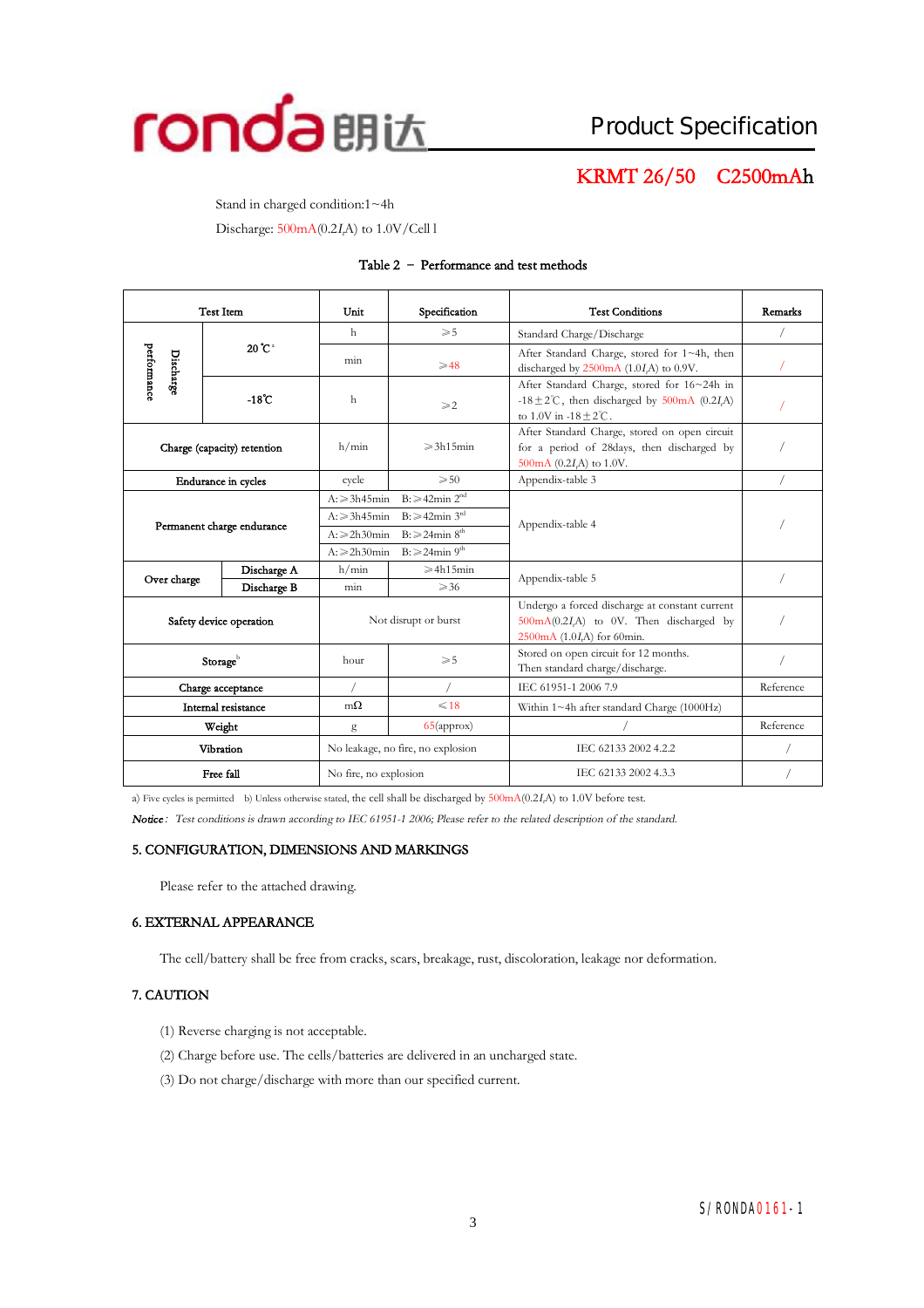Stand in charged condition:1~4h

Discharge: 500mA(0.2$I_t$A) to 1.0V/Cell l

Table 2 – Performance and test methods

| Test Item | | | Unit | Specification | Test Conditions | Remarks |
|---|---|---|---|---|---|---|
| Discharge performance | 20℃[a] | | h | ≥5 | Standard Charge/Discharge | / |
| | | | min | ≥48 | After Standard Charge, stored for 1~4h, then discharged by 2500mA (1.0$I_t$A) to 0.9V. | / |
| | -18℃ | | h | ≥2 | After Standard Charge, stored for 16~24h in -18±2℃, then discharged by 500mA (0.2$I_t$A) to 1.0V in -18±2℃. | / |
| Charge (capacity) retention | | | h/min | ≥3h15min | After Standard Charge, stored on open circuit for a period of 28days, then discharged by 500mA (0.2$I_t$A) to 1.0V. | / |
| Endurance in cycles | | | cycle | ≥50 | Appendix-table 3 | / |
| Permanent charge endurance | | | A:≥3h45min | B:≥42min 2nd | Appendix-table 4 | / |
| | | | A:≥3h45min | B:≥42min 3rd | | |
| | | | A:≥2h30min | B:≥24min 8th | | |
| | | | A:≥2h30min | B:≥24min 9th | | |
| Over charge | Discharge A | | h/min | ≥4h15min | Appendix-table 5 | / |
| | Discharge B | | min | ≥36 | | |
| Safety device operation | | | Not disrupt or burst | | Undergo a forced discharge at constant current 500mA(0.2$I_t$A) to 0V. Then discharged by 2500mA (1.0$I_t$A) for 60min. | / |
| Storage[b] | | | hour | ≥5 | Stored on open circuit for 12 months. Then standard charge/discharge. | / |
| Charge acceptance | | | / | / | IEC 61951-1 2006 7.9 | Reference |
| Internal resistance | | | mΩ | ≤18 | Within 1~4h after standard Charge (1000Hz) | / |
| Weight | | | g | 65(approx) | / | Reference |
| Vibration | | | No leakage, no fire, no explosion | | IEC 62133 2002 4.2.2 | / |
| Free fall | | | No fire, no explosion | | IEC 62133 2002 4.3.3 | / |

a) Five cycles is permitted b) Unless otherwise stated, the cell shall be discharged by 500mA(0.2$I_t$A) to 1.0V before test.

*Notice: Test conditions is drawn according to IEC 61951-1 2006; Please refer to the related description of the standard.*

## 5. CONFIGURATION, DIMENSIONS AND MARKINGS

Please refer to the attached drawing.

## 6. EXTERNAL APPEARANCE

The cell/battery shall be free from cracks, scars, breakage, rust, discoloration, leakage nor deformation.

## 7. CAUTION

(1) Reverse charging is not acceptable.

(2) Charge before use. The cells/batteries are delivered in an uncharged state.

(3) Do not charge/discharge with more than our specified current.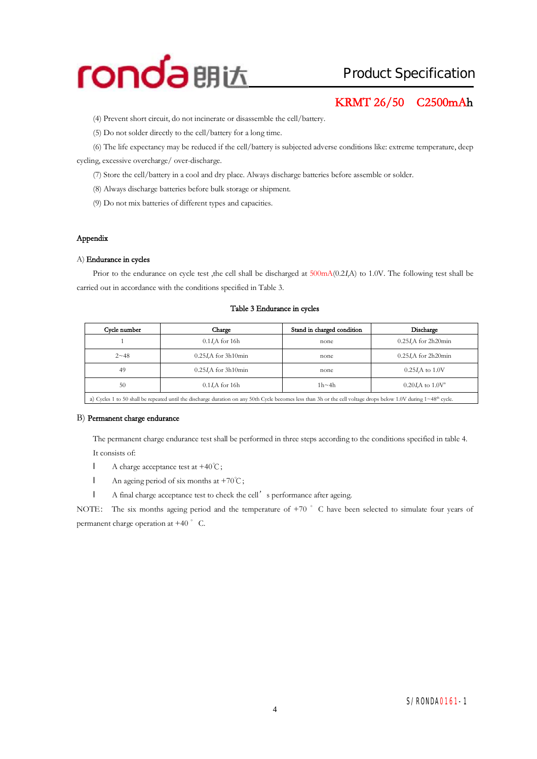(4) Prevent short circuit, do not incinerate or disassemble the cell/battery.

(5) Do not solder directly to the cell/battery for a long time.

(6) The life expectancy may be reduced if the cell/battery is subjected adverse conditions like: extreme temperature, deep cycling, excessive overcharge/ over-discharge.

(7) Store the cell/battery in a cool and dry place. Always discharge batteries before assemble or solder.

(8) Always discharge batteries before bulk storage or shipment.

(9) Do not mix batteries of different types and capacities.

## Appendix

### A) Endurance in cycles

Prior to the endurance on cycle test ,the cell shall be discharged at 500mA(0.2$I_t$A) to 1.0V. The following test shall be carried out in accordance with the conditions specified in Table 3.

Table 3 Endurance in cycles

| Cycle number | Charge | Stand in charged condition | Discharge |
|---|---|---|---|
| 1 | 0.1$I_t$A for 16h | none | 0.25$I_t$A for 2h20min |
| 2~48 | 0.25$I_t$A for 3h10min | none | 0.25$I_t$A for 2h20min |
| 49 | 0.25$I_t$A for 3h10min | none | 0.25$I_t$A to 1.0V |
| 50 | 0.1$I_t$A for 16h | 1h~4h | 0.20$I_t$A to 1.0V[a] |

a) Cycles 1 to 50 shall be repeated until the discharge duration on any 50th Cycle becomes less than 3h or the cell voltage drops below 1.0V during 1~48th cycle.

### B) Permanent charge endurance

The permanent charge endurance test shall be performed in three steps according to the conditions specified in table 4. It consists of:

- A charge acceptance test at +40℃;
- An ageing period of six months at +70℃;
- A final charge acceptance test to check the cell's performance after ageing.

NOTE: The six months ageing period and the temperature of +70 ° C have been selected to simulate four years of permanent charge operation at +40 ° C.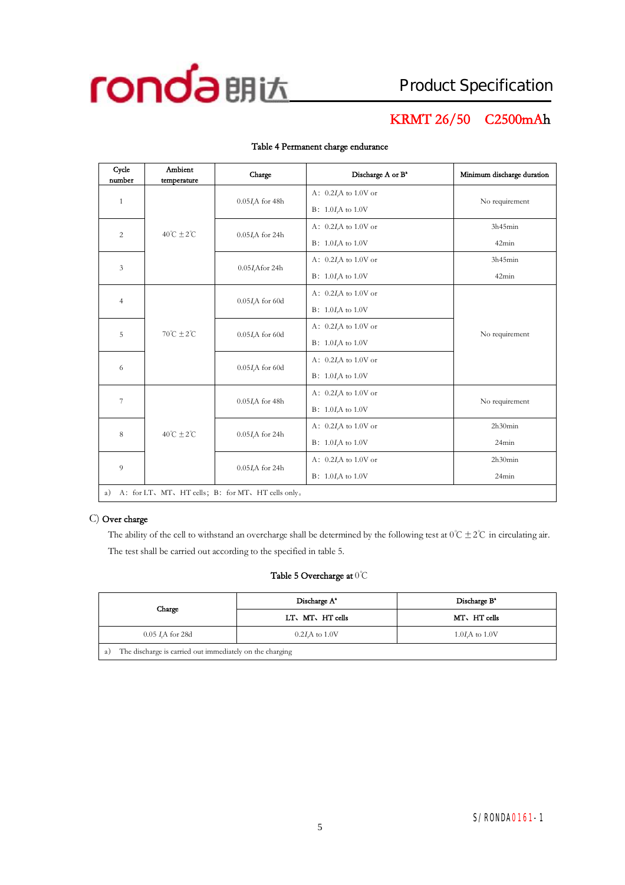Table 4 Permanent charge endurance

| Cycle number | Ambient temperature | Charge | Discharge A or B[a] | Minimum discharge duration |
|---|---|---|---|---|
| 1 | 40℃ ±2℃ | 0.05$I_t$A for 48h | A：0.2$I_t$A to 1.0V or<br>B：1.0$I_t$A to 1.0V | No requirement |
| 2 | | 0.05$I_t$A for 24h | A：0.2$I_t$A to 1.0V or<br>B：1.0$I_t$A to 1.0V | 3h45min<br>42min |
| 3 | | 0.05$I_t$Afor 24h | A：0.2$I_t$A to 1.0V or<br>B：1.0$I_t$A to 1.0V | 3h45min<br>42min |
| 4 | 70℃ ±2℃ | 0.05$I_t$A for 60d | A：0.2$I_t$A to 1.0V or<br>B：1.0$I_t$A to 1.0V | No requirement |
| 5 | | 0.05$I_t$A for 60d | A：0.2$I_t$A to 1.0V or<br>B：1.0$I_t$A to 1.0V | |
| 6 | | 0.05$I_t$A for 60d | A：0.2$I_t$A to 1.0V or<br>B：1.0$I_t$A to 1.0V | |
| 7 | 40℃ ±2℃ | 0.05$I_t$A for 48h | A：0.2$I_t$A to 1.0V or<br>B：1.0$I_t$A to 1.0V | No requirement |
| 8 | | 0.05$I_t$A for 24h | A：0.2$I_t$A to 1.0V or<br>B：1.0$I_t$A to 1.0V | 2h30min<br>24min |
| 9 | | 0.05$I_t$A for 24h | A：0.2$I_t$A to 1.0V or<br>B：1.0$I_t$A to 1.0V | 2h30min<br>24min |
| a) A：for LT、MT、HT cells；B：for MT、HT cells only。 | | | | |

C) Over charge

The ability of the cell to withstand an overcharge shall be determined by the following test at 0℃ ±2℃ in circulating air. The test shall be carried out according to the specified in table 5.

Table 5 Overcharge at 0℃

| Charge | Discharge A[a] | Discharge B[a] |
|---|---|---|
| | LT、MT、HT cells | MT、HT cells |
| 0.05 $I_t$A for 28d | 0.2$I_t$A to 1.0V | 1.0$I_t$A to 1.0V |
| a) The discharge is carried out immediately on the charging | | |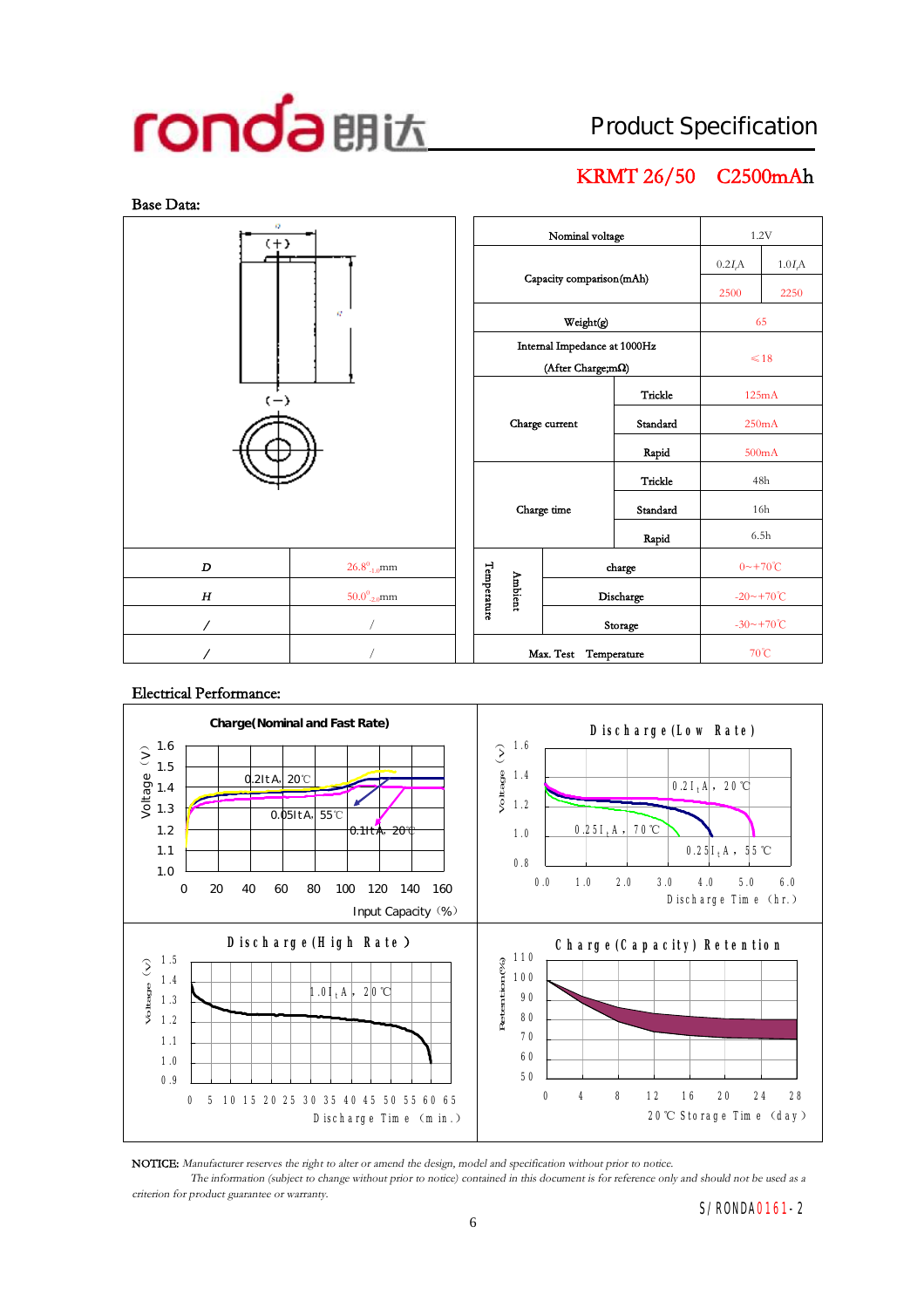ronda 朗达

# Product Specification

## KRMT 26/50 C2500mAh

### Base Data:

(+)

(−)

| | | | | |
|---|---|---|---|---|
| Nominal voltage | | | 1.2V | |
| Capacity comparison(mAh) | | | $0.2I_tA$ | $1.0I_tA$ |
| | | | 2500 | 2250 |
| Weight(g) | | | 65 | |
| Internal Impedance at 1000Hz (After Charge;mΩ) | | | ≤18 | |
| Charge current | | Trickle | 125mA | |
| | | Standard | 250mA | |
| | | Rapid | 500mA | |
| Charge time | | Trickle | 48h | |
| | | Standard | 16h | |
| | | Rapid | 6.5h | |
| Temperature | Ambient | charge | 0~+70℃ | |
| | | Discharge | -20~+70℃ | |
| | | Storage | -30~+70℃ | |
| Max. Test Temperature | | | 70℃ | |

| | |
|---|---|
| D | $26.8^{0}_{-1.0}$mm |
| H | $50.0^{0}_{-2.0}$mm |
| / | / |
| / | / |

### Electrical Performance:

Charge(Nominal and Fast Rate)

Voltage (V)
1.6 1.5 1.4 1.3 1.2 1.1 1.0
0 20 40 60 80 100 120 140 160
Input Capacity (%)
0.2ItA, 20℃
0.05ItA, 55℃
0.1ItA, 20℃

Discharge(Low Rate)

Voltage (V)
1.6 1.4 1.2 1.0 0.8
0.0 1.0 2.0 3.0 4.0 5.0 6.0
Discharge Time (hr.)
$0.2I_tA$, 20℃
$0.25I_tA$, 70℃
$0.25I_tA$, 55℃

Discharge(High Rate)

Voltage (V)
1.5 1.4 1.3 1.2 1.1 1.0 0.9
0 5 10 15 20 25 30 35 40 45 50 55 60 65
Discharge Time (min.)
$1.0I_tA$, 20℃

Charge(Capacity) Retention

Retention(%)
110 100 90 80 70 60 50
0 4 8 12 16 20 24 28
20℃ Storage Time (day)

NOTICE: *Manufacturer reserves the right to alter or amend the design, model and specification without prior to notice.*
*The information (subject to change without prior to notice) contained in this document is for reference only and should not be used as a criterion for product guarantee or warranty.*

S/RONDA0161-2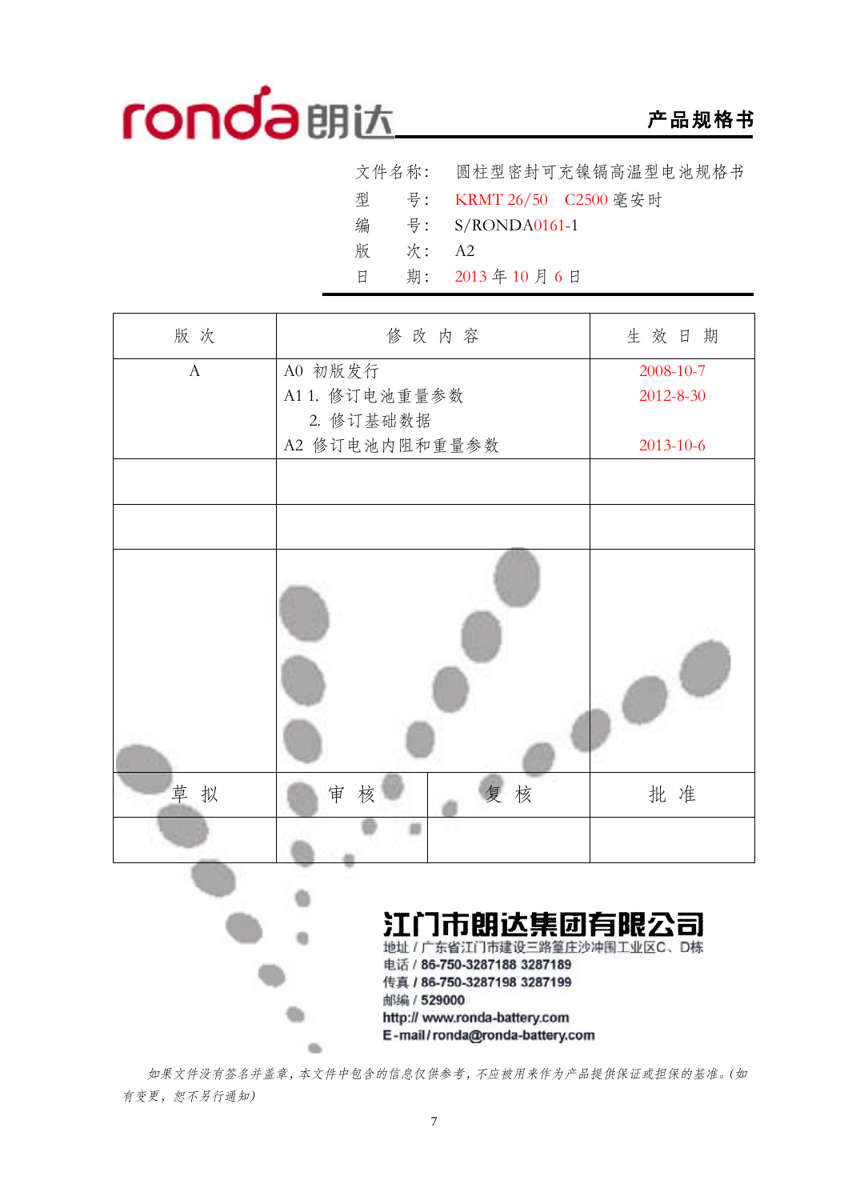ronda朗达 **产品规格书**

文件名称： 圆柱型密封可充镍镉高温型电池规格书

型　　号： KRMT 26/50　C2500 毫安时

编　　号： S/RONDA0161-1

版　　次： A2

日　　期： 2013 年 10 月 6 日

| 版 次 | 修 改 内 容 | | 生 效 日 期 |
|---|---|---|---|
| A | A0 初版发行<br>A1 1. 修订电池重量参数<br>　 2. 修订基础数据<br>A2 修订电池内阻和重量参数 | | 2008-10-7<br>2012-8-30<br><br>2013-10-6 |
| | | | |
| | | | |
| | | | |
| 草 拟 | 审 核 | 复 核 | 批 准 |
| | | | |

**江门市朗达集团有限公司**

地址 / 广东省江门市建设三路篁庄沙冲围工业区C、D栋

电话 / 86-750-3287188 3287189

传真 / 86-750-3287198 3287199

邮编 / 529000

http:// www.ronda-battery.com

E-mail / ronda@ronda-battery.com

*如果文件没有签名并盖章，本文件中包含的信息仅供参考，不应被用来作为产品提供保证或担保的基准。(如有变更，恕不另行通知)*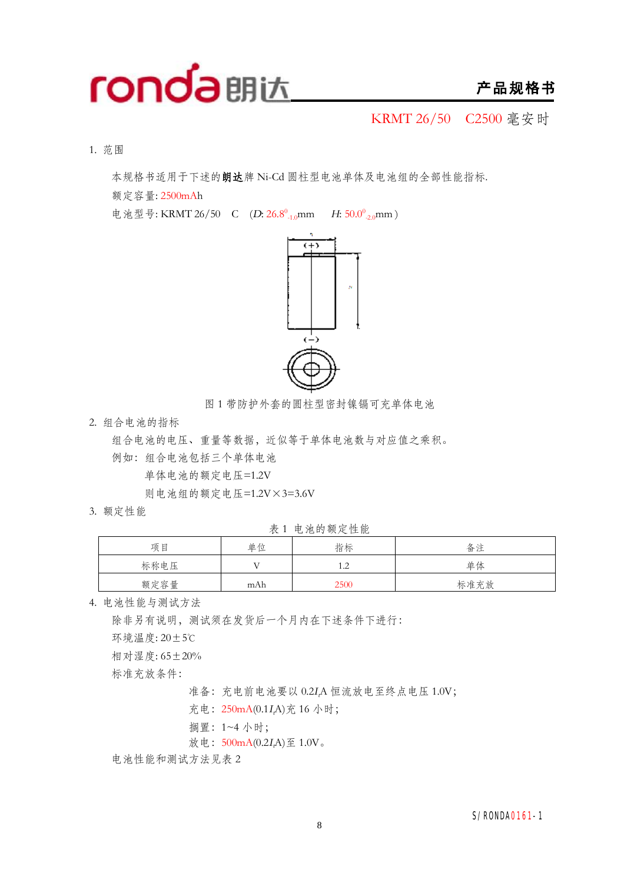ronda 朗达 **产品规格书**

KRMT 26/50　C2500 毫安时

## 1. 范围

本规格书适用于下述的**朗达**牌 Ni-Cd 圆柱型电池单体及电池组的全部性能指标.

额定容量: 2500mAh

电池型号: KRMT 26/50　C　(*D*: $26.8^{0}_{-1.0}$mm　*H*: $50.0^{0}_{-2.0}$mm )

图 1 带防护外套的圆柱型密封镍镉可充单体电池

## 2. 组合电池的指标

组合电池的电压、重量等数据，近似等于单体电池数与对应值之乘积。

例如：组合电池包括三个单体电池

单体电池的额定电压=1.2V

则电池组的额定电压=1.2V×3=3.6V

## 3. 额定性能

表 1 电池的额定性能

| 项目 | 单位 | 指标 | 备注 |
|---|---|---|---|
| 标称电压 | V | 1.2 | 单体 |
| 额定容量 | mAh | 2500 | 标准充放 |

## 4. 电池性能与测试方法

除非另有说明，测试须在发货后一个月内在下述条件下进行:

环境温度: 20±5℃

相对湿度: 65±20%

标准充放条件:

准备：充电前电池要以 $0.2I_t$A 恒流放电至终点电压 1.0V;

充电：250mA($0.1I_t$A)充 16 小时;

搁置：1~4 小时;

放电：500mA($0.2I_t$A)至 1.0V。

电池性能和测试方法见表 2

S/RONDA0161-1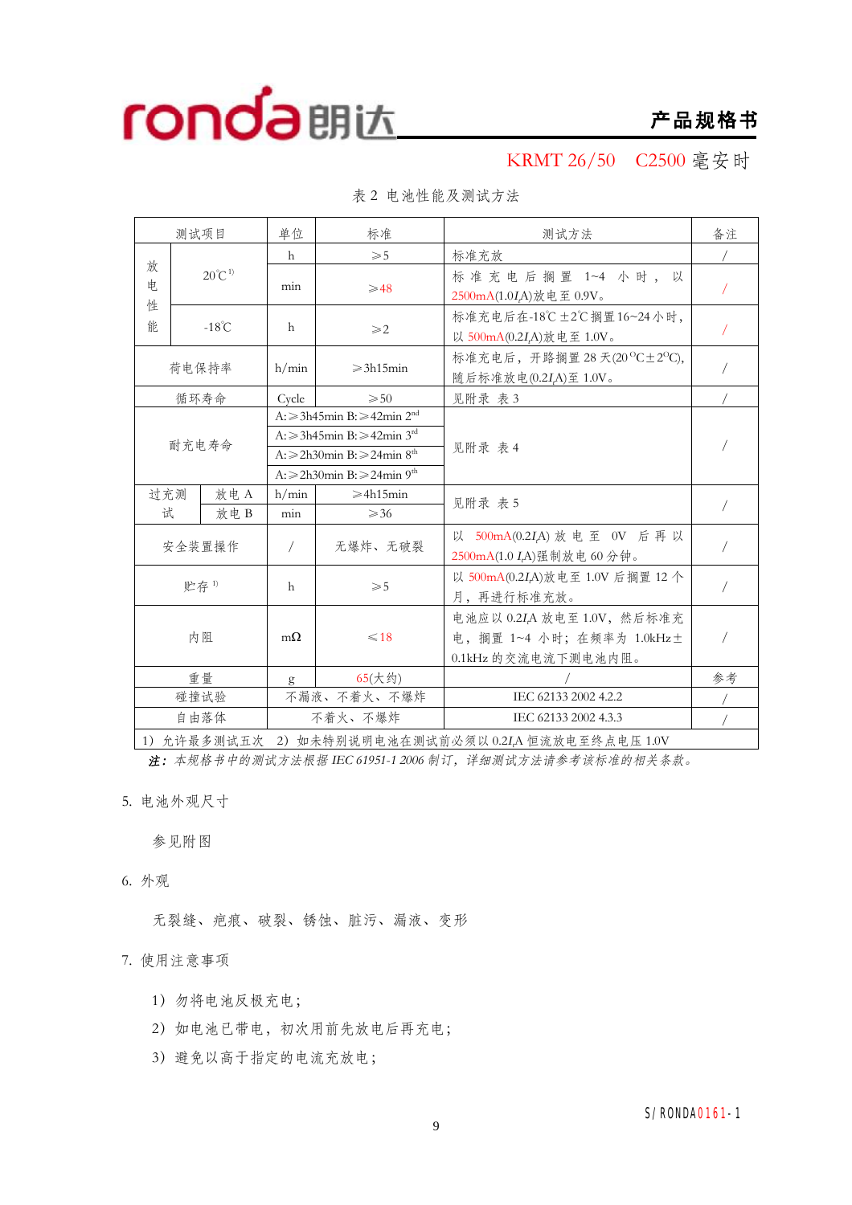KRMT 26/50 C2500 毫安时

表 2 电池性能及测试方法

| 测试项目 | | 单位 | 标准 | 测试方法 | 备注 |
|---|---|---|---|---|---|
| 放电性能 | 20℃ [1] | h | ≥5 | 标准充放 | / |
| | | min | ≥48 | 标准充电后搁置 1~4 小时，以 2500mA(1.0$I_t$A)放电至 0.9V。 | / |
| | -18℃ | h | ≥2 | 标准充电后在-18℃±2℃搁置16~24小时，以 500mA(0.2$I_t$A)放电至 1.0V。 | / |
| 荷电保持率 | | h/min | ≥3h15min | 标准充电后，开路搁置 28 天(20°C±2°C)，随后标准放电(0.2$I_t$A)至 1.0V。 | / |
| 循环寿命 | | Cycle | ≥50 | 见附录 表 3 | / |
| 耐充电寿命 | | A:≥3h45min B:≥42min 2nd | | 见附录 表 4 | / |
| | | A:≥3h45min B:≥42min 3rd | | | |
| | | A:≥2h30min B:≥24min 8th | | | |
| | | A:≥2h30min B:≥24min 9th | | | |
| 过充测试 | 放电 A | h/min | ≥4h15min | 见附录 表 5 | / |
| | 放电 B | min | ≥36 | | |
| 安全装置操作 | | / | 无爆炸、无破裂 | 以 500mA(0.2$I_t$A)放电至 0V 后再以 2500mA(1.0 $I_t$A)强制放电 60 分钟。 | / |
| 贮存 [1] | | h | ≥5 | 以 500mA(0.2$I_t$A)放电至 1.0V 后搁置 12 个月，再进行标准充放。 | / |
| 内阻 | | mΩ | ≤18 | 电池应以 0.2$I_t$A 放电至 1.0V，然后标准充电，搁置 1~4 小时；在频率为 1.0kHz±0.1kHz 的交流电流下测电池内阻。 | / |
| 重量 | | g | 65(大约) | / | 参考 |
| 碰撞试验 | | 不漏液、不着火、不爆炸 | | IEC 62133 2002 4.2.2 | / |
| 自由落体 | | 不着火、不爆炸 | | IEC 62133 2002 4.3.3 | / |

1) 允许最多测试五次 2) 如未特别说明电池在测试前必须以 0.2$I_t$A 恒流放电至终点电压 1.0V

***注：*** *本规格书中的测试方法根据 IEC 61951-1 2006 制订，详细测试方法请参考该标准的相关条款。*

5. 电池外观尺寸

参见附图

6. 外观

无裂缝、疤痕、破裂、锈蚀、脏污、漏液、变形

7. 使用注意事项

1）勿将电池反极充电；
2）如电池已带电，初次用前先放电后再充电；
3）避免以高于指定的电流充放电；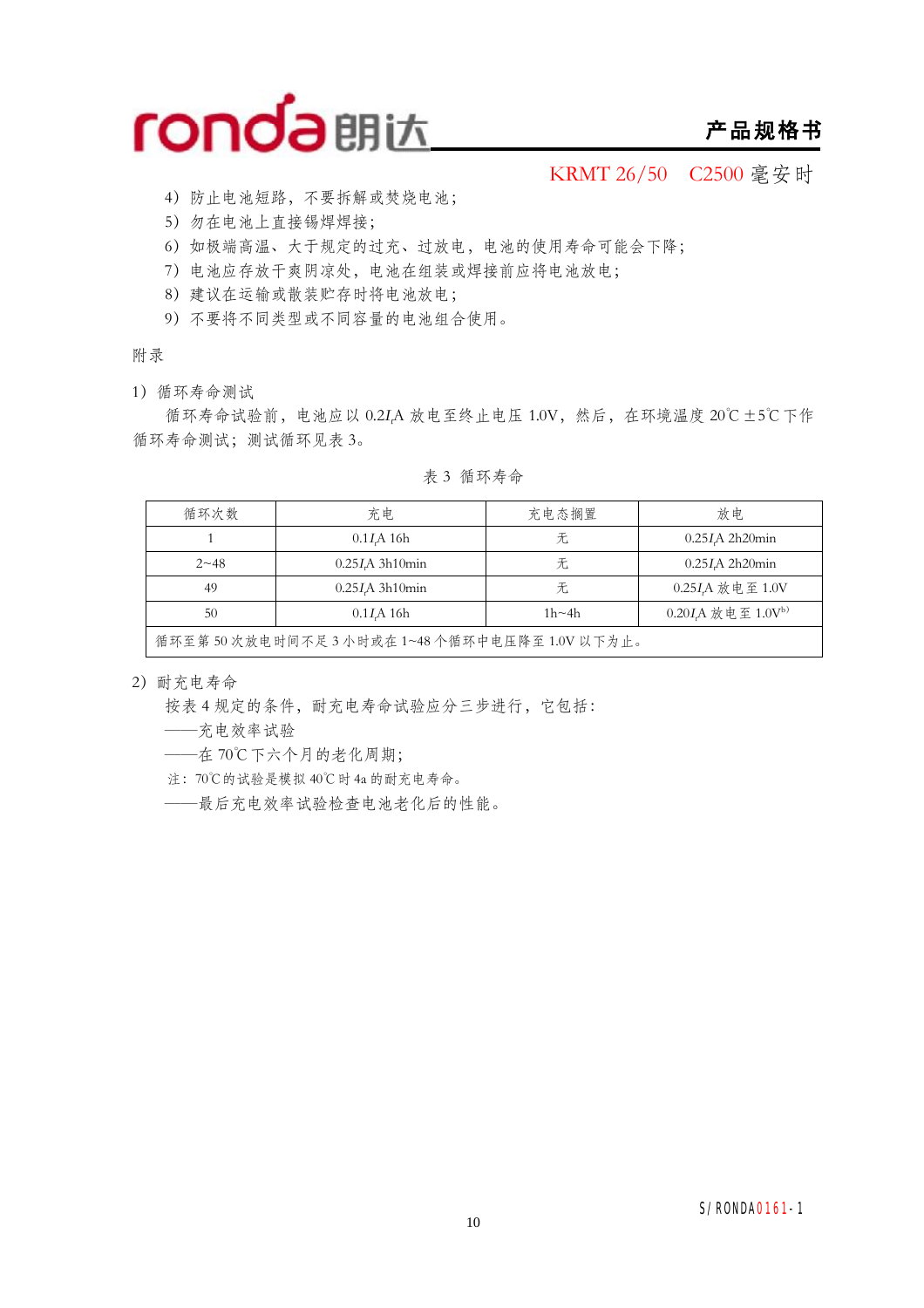4）防止电池短路，不要拆解或焚烧电池；

5）勿在电池上直接锡焊焊接；

6）如极端高温、大于规定的过充、过放电，电池的使用寿命可能会下降；

7）电池应存放干爽阴凉处，电池在组装或焊接前应将电池放电；

8）建议在运输或散装贮存时将电池放电；

9）不要将不同类型或不同容量的电池组合使用。

附录

1）循环寿命测试

循环寿命试验前，电池应以 $0.2I_t$A 放电至终止电压 1.0V，然后，在环境温度 20℃ ±5℃下作循环寿命测试；测试循环见表 3。

表 3 循环寿命

| 循环次数 | 充电 | 充电态搁置 | 放电 |
|---|---|---|---|
| 1 | $0.1I_t$A 16h | 无 | $0.25I_t$A 2h20min |
| 2~48 | $0.25I_t$A 3h10min | 无 | $0.25I_t$A 2h20min |
| 49 | $0.25I_t$A 3h10min | 无 | $0.25I_t$A 放电至 1.0V |
| 50 | $0.1I_t$A 16h | 1h~4h | $0.20I_t$A 放电至 1.0V[b)] |
| 循环至第 50 次放电时间不足 3 小时或在 1~48 个循环中电压降至 1.0V 以下为止。 | | | |

2）耐充电寿命

按表 4 规定的条件，耐充电寿命试验应分三步进行，它包括：

——充电效率试验

——在 70℃下六个月的老化周期；

注：70℃的试验是模拟 40℃时 4a 的耐充电寿命。

——最后充电效率试验检查电池老化后的性能。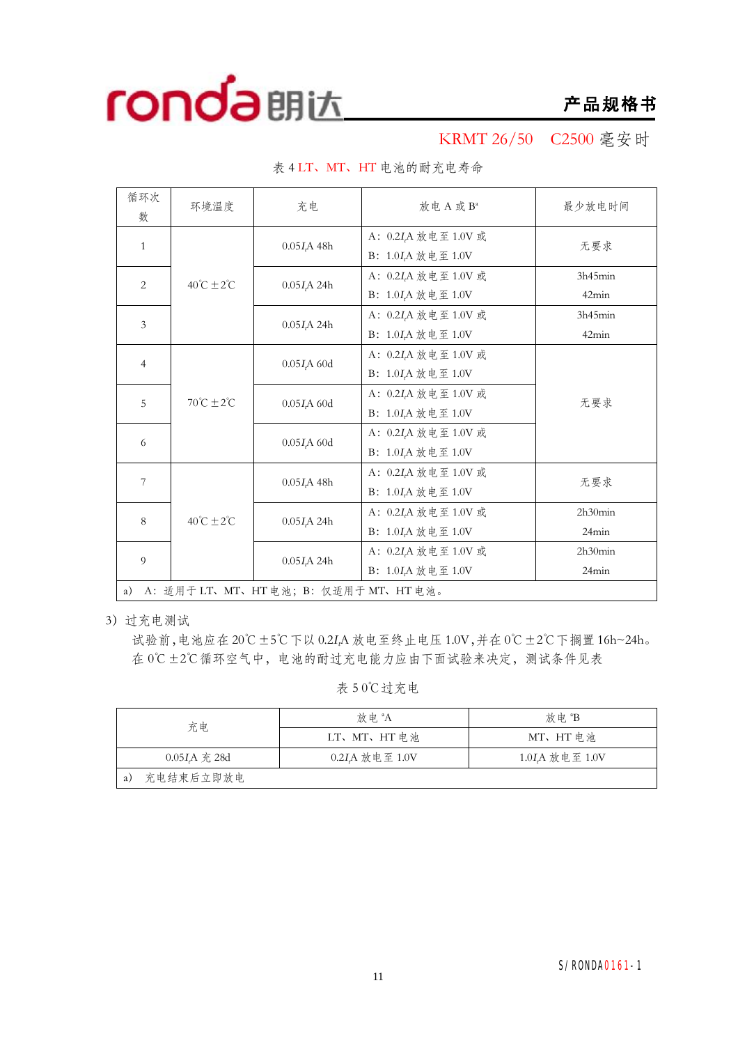KRMT 26/50　C2500 毫安时

表 4 LT、MT、HT 电池的耐充电寿命

| 循环次数 | 环境温度 | 充电 | 放电 A 或 B[a] | 最少放电时间 |
|---|---|---|---|---|
| 1 | 40℃ ±2℃ | 0.05$I_t$A 48h | A：0.2$I_t$A 放电至 1.0V 或<br>B：1.0$I_t$A 放电至 1.0V | 无要求 |
| 2 | | 0.05$I_t$A 24h | A：0.2$I_t$A 放电至 1.0V 或<br>B：1.0$I_t$A 放电至 1.0V | 3h45min<br>42min |
| 3 | | 0.05$I_t$A 24h | A：0.2$I_t$A 放电至 1.0V 或<br>B：1.0$I_t$A 放电至 1.0V | 3h45min<br>42min |
| 4 | 70℃ ±2℃ | 0.05$I_t$A 60d | A：0.2$I_t$A 放电至 1.0V 或<br>B：1.0$I_t$A 放电至 1.0V | 无要求 |
| 5 | | 0.05$I_t$A 60d | A：0.2$I_t$A 放电至 1.0V 或<br>B：1.0$I_t$A 放电至 1.0V | |
| 6 | | 0.05$I_t$A 60d | A：0.2$I_t$A 放电至 1.0V 或<br>B：1.0$I_t$A 放电至 1.0V | |
| 7 | 40℃ ±2℃ | 0.05$I_t$A 48h | A：0.2$I_t$A 放电至 1.0V 或<br>B：1.0$I_t$A 放电至 1.0V | 无要求 |
| 8 | | 0.05$I_t$A 24h | A：0.2$I_t$A 放电至 1.0V 或<br>B：1.0$I_t$A 放电至 1.0V | 2h30min<br>24min |
| 9 | | 0.05$I_t$A 24h | A：0.2$I_t$A 放电至 1.0V 或<br>B：1.0$I_t$A 放电至 1.0V | 2h30min<br>24min |

a)　A：适用于 LT、MT、HT 电池；B：仅适用于 MT、HT 电池。

3）过充电测试

试验前，电池应在 20℃ ±5℃ 下以 0.2$I_t$A 放电至终止电压 1.0V，并在 0℃ ±2℃ 下搁置 16h~24h。在 0℃ ±2℃ 循环空气中，电池的耐过充电能力应由下面试验来决定，测试条件见表

表 5 0℃过充电

| 充电 | 放电 [a]A | 放电 [a]B |
|---|---|---|
| | LT、MT、HT 电池 | MT、HT 电池 |
| 0.05$I_t$A 充 28d | 0.2$I_t$A 放电至 1.0V | 1.0$I_t$A 放电至 1.0V |

a)　充电结束后立即放电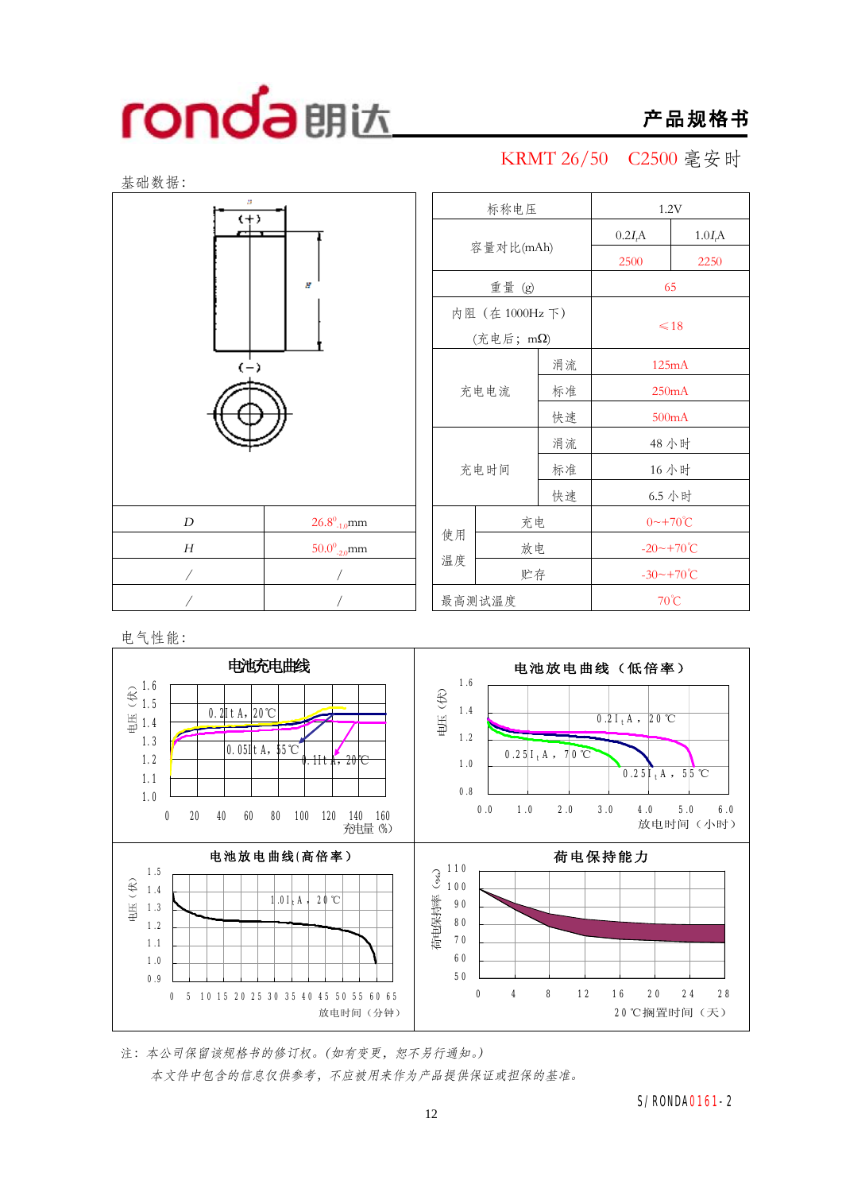ronda 朗达

# 产品规格书

KRMT 26/50　C2500 毫安时

基础数据：

(+)

(−)

| | |
|---|---|
| D | $26.8^{0}_{-1.0}$mm |
| H | $50.0^{0}_{-2.0}$mm |
| / | / |
| / | / |

| | | | |
|---|---|---|---|
| 标称电压 | | 1.2V | |
| 容量对比(mAh) | | $0.2I_tA$ | $1.0I_tA$ |
| | | 2500 | 2250 |
| 重量 (g) | | 65 | |
| 内阻（在 1000Hz 下）(充电后；mΩ) | | ≤18 | |
| 充电电流 | 涓流 | 125mA | |
| | 标准 | 250mA | |
| | 快速 | 500mA | |
| 充电时间 | 涓流 | 48 小时 | |
| | 标准 | 16 小时 | |
| | 快速 | 6.5 小时 | |
| 使用温度 | 充电 | 0~+70℃ | |
| | 放电 | -20~+70℃ | |
| | 贮存 | -30~+70℃ | |
| 最高测试温度 | | 70℃ | |

电气性能：

**电池充电曲线**

电压（伏）
1.6
1.5
1.4
1.3
1.2
1.1
1.0
0 20 40 60 80 100 120 140 160
充电量 (%)
0.2It A，20℃
0.05It A，55℃
0.1It A，20℃

**电池放电曲线（低倍率）**

电压（伏）
1.6
1.4
1.2
1.0
0.8
0.0 1.0 2.0 3.0 4.0 5.0 6.0
放电时间（小时）
$0.2I_tA$，20℃
$0.25I_tA$，70℃
$0.25I_tA$，55℃

**电池放电曲线(高倍率)**

电压（伏）
1.5
1.4
1.3
1.2
1.1
1.0
0.9
0 5 10 15 20 25 30 35 40 45 50 55 60 65
放电时间（分钟）
$1.0I_tA$，20℃

**荷电保持能力**

荷电保持率（%）
110
100
90
80
70
60
50
0 4 8 12 16 20 24 28
20℃搁置时间（天）

*注：本公司保留该规格书的修订权。(如有变更，恕不另行通知。)*

*本文件中包含的信息仅供参考，不应被用来作为产品提供保证或担保的基准。*

S/RONDA0161-2